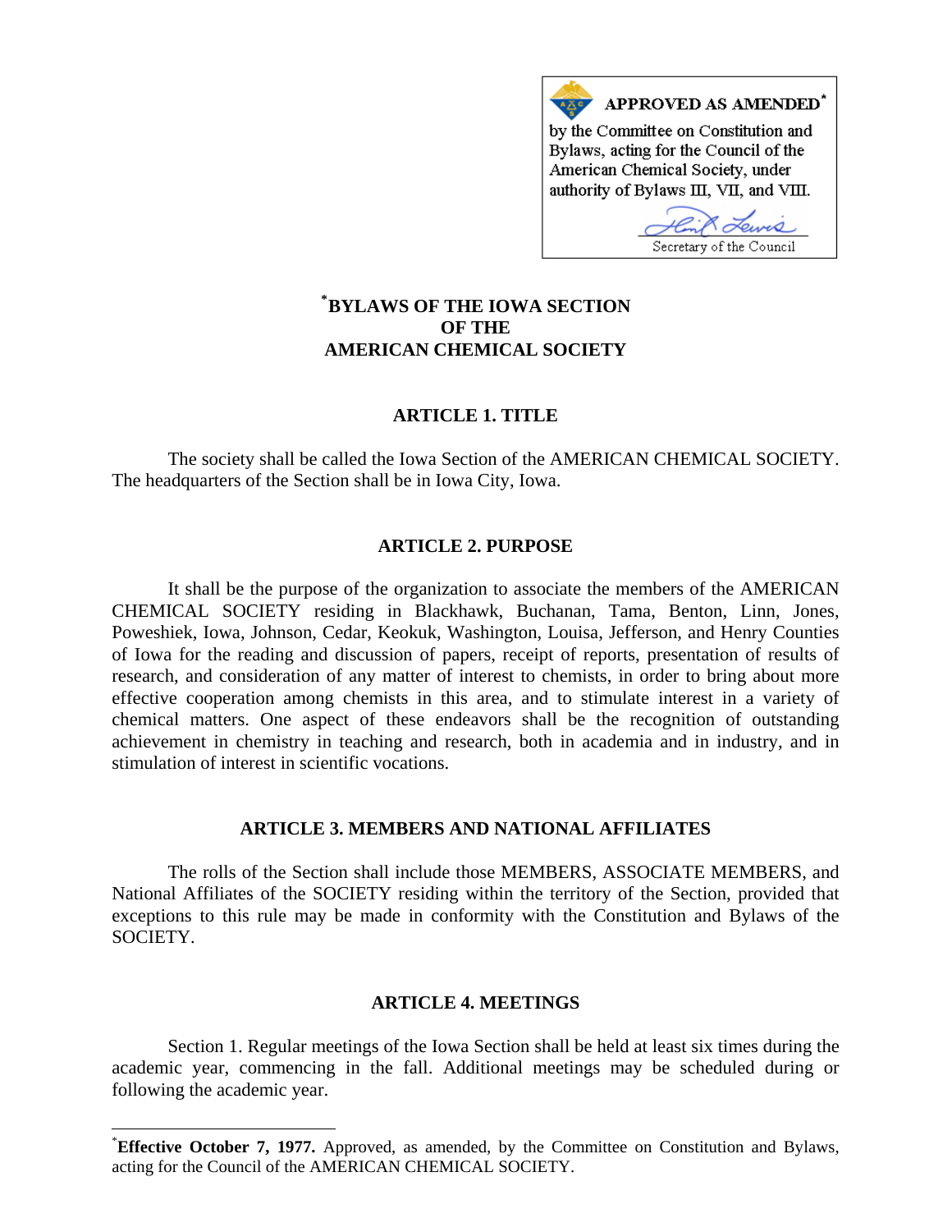**APPROVED AS AMENDED**[*]
by the Committee on Constitution and Bylaws, acting for the Council of the American Chemical Society, under authority of Bylaws III, VII, and VIII.

Secretary of the Council

# [*]BYLAWS OF THE IOWA SECTION OF THE AMERICAN CHEMICAL SOCIETY

## ARTICLE 1. TITLE

The society shall be called the Iowa Section of the AMERICAN CHEMICAL SOCIETY. The headquarters of the Section shall be in Iowa City, Iowa.

## ARTICLE 2. PURPOSE

It shall be the purpose of the organization to associate the members of the AMERICAN CHEMICAL SOCIETY residing in Blackhawk, Buchanan, Tama, Benton, Linn, Jones, Poweshiek, Iowa, Johnson, Cedar, Keokuk, Washington, Louisa, Jefferson, and Henry Counties of Iowa for the reading and discussion of papers, receipt of reports, presentation of results of research, and consideration of any matter of interest to chemists, in order to bring about more effective cooperation among chemists in this area, and to stimulate interest in a variety of chemical matters. One aspect of these endeavors shall be the recognition of outstanding achievement in chemistry in teaching and research, both in academia and in industry, and in stimulation of interest in scientific vocations.

## ARTICLE 3. MEMBERS AND NATIONAL AFFILIATES

The rolls of the Section shall include those MEMBERS, ASSOCIATE MEMBERS, and National Affiliates of the SOCIETY residing within the territory of the Section, provided that exceptions to this rule may be made in conformity with the Constitution and Bylaws of the SOCIETY.

## ARTICLE 4. MEETINGS

Section 1. Regular meetings of the Iowa Section shall be held at least six times during the academic year, commencing in the fall. Additional meetings may be scheduled during or following the academic year.

---

[*]**Effective October 7, 1977.** Approved, as amended, by the Committee on Constitution and Bylaws, acting for the Council of the AMERICAN CHEMICAL SOCIETY.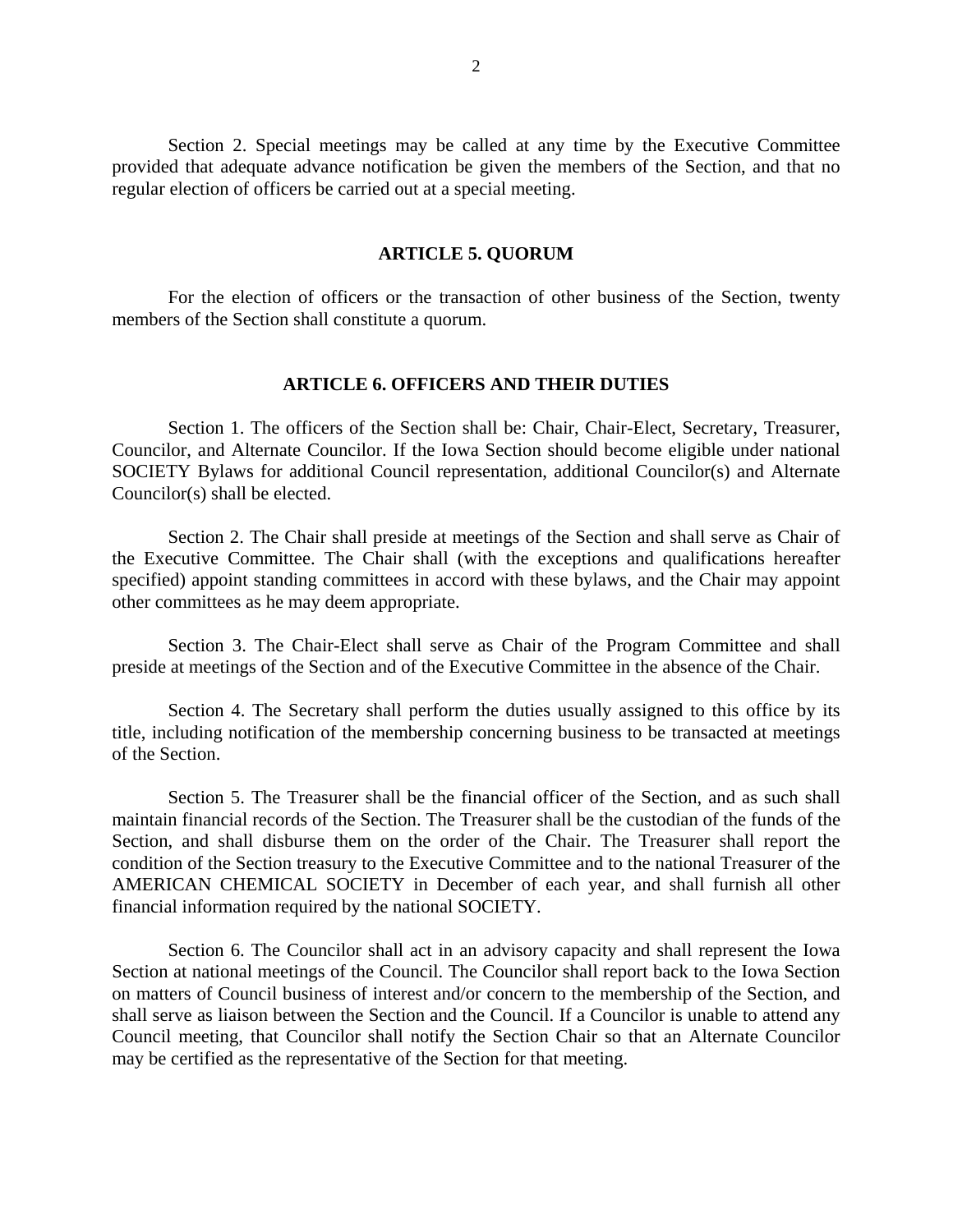Section 2. Special meetings may be called at any time by the Executive Committee provided that adequate advance notification be given the members of the Section, and that no regular election of officers be carried out at a special meeting.

## ARTICLE 5. QUORUM

For the election of officers or the transaction of other business of the Section, twenty members of the Section shall constitute a quorum.

## ARTICLE 6. OFFICERS AND THEIR DUTIES

Section 1. The officers of the Section shall be: Chair, Chair-Elect, Secretary, Treasurer, Councilor, and Alternate Councilor. If the Iowa Section should become eligible under national SOCIETY Bylaws for additional Council representation, additional Councilor(s) and Alternate Councilor(s) shall be elected.

Section 2. The Chair shall preside at meetings of the Section and shall serve as Chair of the Executive Committee. The Chair shall (with the exceptions and qualifications hereafter specified) appoint standing committees in accord with these bylaws, and the Chair may appoint other committees as he may deem appropriate.

Section 3. The Chair-Elect shall serve as Chair of the Program Committee and shall preside at meetings of the Section and of the Executive Committee in the absence of the Chair.

Section 4. The Secretary shall perform the duties usually assigned to this office by its title, including notification of the membership concerning business to be transacted at meetings of the Section.

Section 5. The Treasurer shall be the financial officer of the Section, and as such shall maintain financial records of the Section. The Treasurer shall be the custodian of the funds of the Section, and shall disburse them on the order of the Chair. The Treasurer shall report the condition of the Section treasury to the Executive Committee and to the national Treasurer of the AMERICAN CHEMICAL SOCIETY in December of each year, and shall furnish all other financial information required by the national SOCIETY.

Section 6. The Councilor shall act in an advisory capacity and shall represent the Iowa Section at national meetings of the Council. The Councilor shall report back to the Iowa Section on matters of Council business of interest and/or concern to the membership of the Section, and shall serve as liaison between the Section and the Council. If a Councilor is unable to attend any Council meeting, that Councilor shall notify the Section Chair so that an Alternate Councilor may be certified as the representative of the Section for that meeting.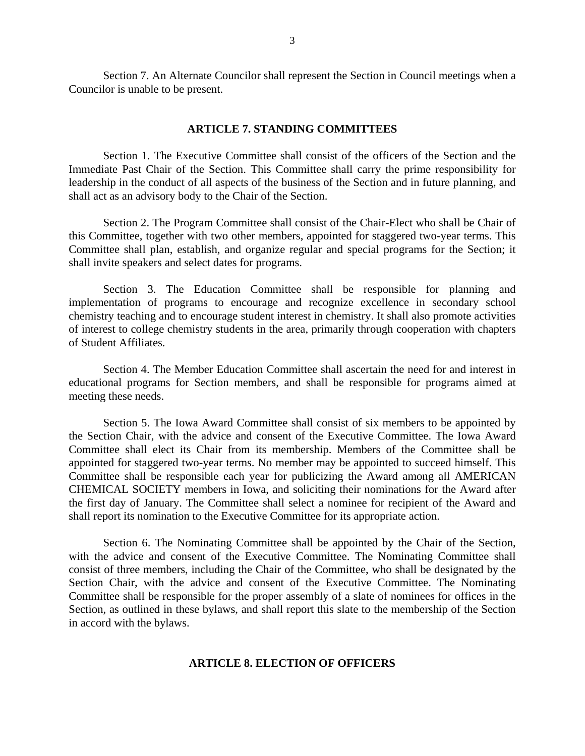Section 7. An Alternate Councilor shall represent the Section in Council meetings when a Councilor is unable to be present.

## ARTICLE 7. STANDING COMMITTEES

Section 1. The Executive Committee shall consist of the officers of the Section and the Immediate Past Chair of the Section. This Committee shall carry the prime responsibility for leadership in the conduct of all aspects of the business of the Section and in future planning, and shall act as an advisory body to the Chair of the Section.

Section 2. The Program Committee shall consist of the Chair-Elect who shall be Chair of this Committee, together with two other members, appointed for staggered two-year terms. This Committee shall plan, establish, and organize regular and special programs for the Section; it shall invite speakers and select dates for programs.

Section 3. The Education Committee shall be responsible for planning and implementation of programs to encourage and recognize excellence in secondary school chemistry teaching and to encourage student interest in chemistry. It shall also promote activities of interest to college chemistry students in the area, primarily through cooperation with chapters of Student Affiliates.

Section 4. The Member Education Committee shall ascertain the need for and interest in educational programs for Section members, and shall be responsible for programs aimed at meeting these needs.

Section 5. The Iowa Award Committee shall consist of six members to be appointed by the Section Chair, with the advice and consent of the Executive Committee. The Iowa Award Committee shall elect its Chair from its membership. Members of the Committee shall be appointed for staggered two-year terms. No member may be appointed to succeed himself. This Committee shall be responsible each year for publicizing the Award among all AMERICAN CHEMICAL SOCIETY members in Iowa, and soliciting their nominations for the Award after the first day of January. The Committee shall select a nominee for recipient of the Award and shall report its nomination to the Executive Committee for its appropriate action.

Section 6. The Nominating Committee shall be appointed by the Chair of the Section, with the advice and consent of the Executive Committee. The Nominating Committee shall consist of three members, including the Chair of the Committee, who shall be designated by the Section Chair, with the advice and consent of the Executive Committee. The Nominating Committee shall be responsible for the proper assembly of a slate of nominees for offices in the Section, as outlined in these bylaws, and shall report this slate to the membership of the Section in accord with the bylaws.

## ARTICLE 8. ELECTION OF OFFICERS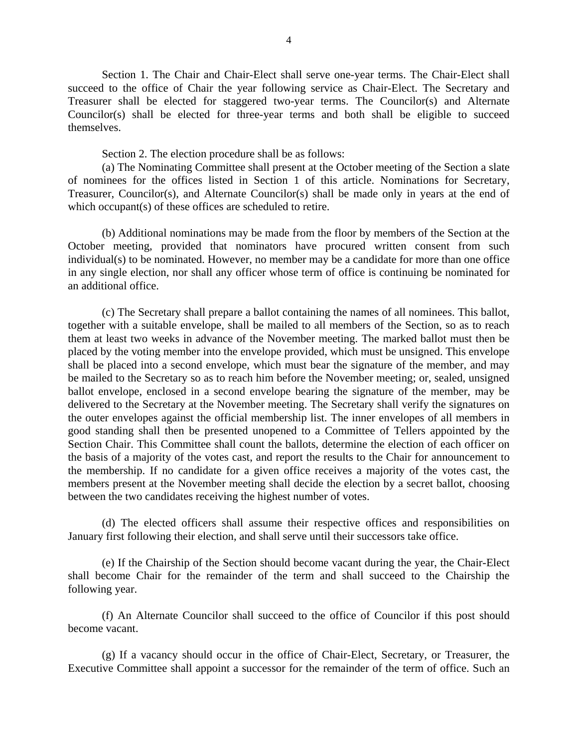Section 1. The Chair and Chair-Elect shall serve one-year terms. The Chair-Elect shall succeed to the office of Chair the year following service as Chair-Elect. The Secretary and Treasurer shall be elected for staggered two-year terms. The Councilor(s) and Alternate Councilor(s) shall be elected for three-year terms and both shall be eligible to succeed themselves.

Section 2. The election procedure shall be as follows:

(a) The Nominating Committee shall present at the October meeting of the Section a slate of nominees for the offices listed in Section 1 of this article. Nominations for Secretary, Treasurer, Councilor(s), and Alternate Councilor(s) shall be made only in years at the end of which occupant(s) of these offices are scheduled to retire.

(b) Additional nominations may be made from the floor by members of the Section at the October meeting, provided that nominators have procured written consent from such individual(s) to be nominated. However, no member may be a candidate for more than one office in any single election, nor shall any officer whose term of office is continuing be nominated for an additional office.

(c) The Secretary shall prepare a ballot containing the names of all nominees. This ballot, together with a suitable envelope, shall be mailed to all members of the Section, so as to reach them at least two weeks in advance of the November meeting. The marked ballot must then be placed by the voting member into the envelope provided, which must be unsigned. This envelope shall be placed into a second envelope, which must bear the signature of the member, and may be mailed to the Secretary so as to reach him before the November meeting; or, sealed, unsigned ballot envelope, enclosed in a second envelope bearing the signature of the member, may be delivered to the Secretary at the November meeting. The Secretary shall verify the signatures on the outer envelopes against the official membership list. The inner envelopes of all members in good standing shall then be presented unopened to a Committee of Tellers appointed by the Section Chair. This Committee shall count the ballots, determine the election of each officer on the basis of a majority of the votes cast, and report the results to the Chair for announcement to the membership. If no candidate for a given office receives a majority of the votes cast, the members present at the November meeting shall decide the election by a secret ballot, choosing between the two candidates receiving the highest number of votes.

(d) The elected officers shall assume their respective offices and responsibilities on January first following their election, and shall serve until their successors take office.

(e) If the Chairship of the Section should become vacant during the year, the Chair-Elect shall become Chair for the remainder of the term and shall succeed to the Chairship the following year.

(f) An Alternate Councilor shall succeed to the office of Councilor if this post should become vacant.

(g) If a vacancy should occur in the office of Chair-Elect, Secretary, or Treasurer, the Executive Committee shall appoint a successor for the remainder of the term of office. Such an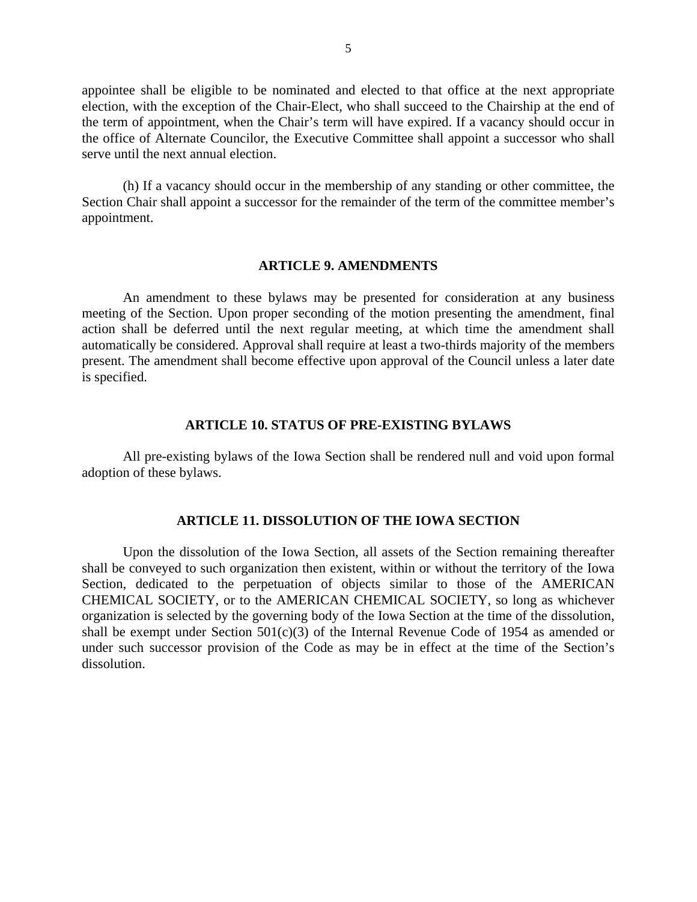appointee shall be eligible to be nominated and elected to that office at the next appropriate election, with the exception of the Chair-Elect, who shall succeed to the Chairship at the end of the term of appointment, when the Chair's term will have expired. If a vacancy should occur in the office of Alternate Councilor, the Executive Committee shall appoint a successor who shall serve until the next annual election.

(h) If a vacancy should occur in the membership of any standing or other committee, the Section Chair shall appoint a successor for the remainder of the term of the committee member's appointment.

## ARTICLE 9. AMENDMENTS

An amendment to these bylaws may be presented for consideration at any business meeting of the Section. Upon proper seconding of the motion presenting the amendment, final action shall be deferred until the next regular meeting, at which time the amendment shall automatically be considered. Approval shall require at least a two-thirds majority of the members present. The amendment shall become effective upon approval of the Council unless a later date is specified.

## ARTICLE 10. STATUS OF PRE-EXISTING BYLAWS

All pre-existing bylaws of the Iowa Section shall be rendered null and void upon formal adoption of these bylaws.

## ARTICLE 11. DISSOLUTION OF THE IOWA SECTION

Upon the dissolution of the Iowa Section, all assets of the Section remaining thereafter shall be conveyed to such organization then existent, within or without the territory of the Iowa Section, dedicated to the perpetuation of objects similar to those of the AMERICAN CHEMICAL SOCIETY, or to the AMERICAN CHEMICAL SOCIETY, so long as whichever organization is selected by the governing body of the Iowa Section at the time of the dissolution, shall be exempt under Section 501(c)(3) of the Internal Revenue Code of 1954 as amended or under such successor provision of the Code as may be in effect at the time of the Section's dissolution.